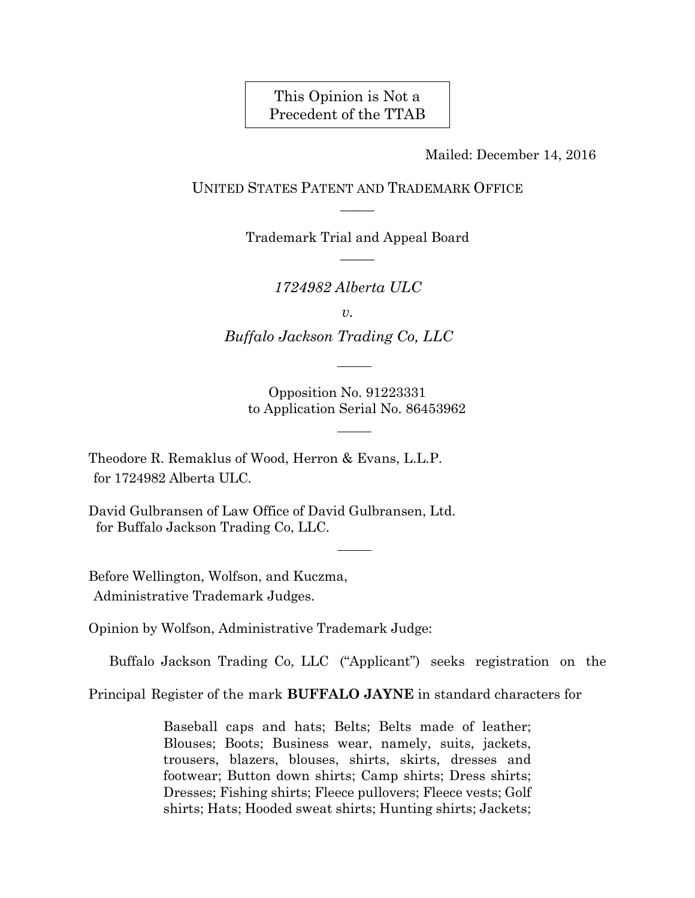This Opinion is Not a Precedent of the TTAB

Mailed: December 14, 2016

UNITED STATES PATENT AND TRADEMARK OFFICE

Trademark Trial and Appeal Board

*1724982 Alberta ULC*

*v.*

*Buffalo Jackson Trading Co, LLC*

Opposition No. 91223331
to Application Serial No. 86453962

Theodore R. Remaklus of Wood, Herron & Evans, L.L.P.
for 1724982 Alberta ULC.

David Gulbransen of Law Office of David Gulbransen, Ltd.
for Buffalo Jackson Trading Co, LLC.

Before Wellington, Wolfson, and Kuczma,
Administrative Trademark Judges.

Opinion by Wolfson, Administrative Trademark Judge:

Buffalo Jackson Trading Co, LLC ("Applicant") seeks registration on the Principal Register of the mark **BUFFALO JAYNE** in standard characters for

> Baseball caps and hats; Belts; Belts made of leather; Blouses; Boots; Business wear, namely, suits, jackets, trousers, blazers, blouses, shirts, skirts, dresses and footwear; Button down shirts; Camp shirts; Dress shirts; Dresses; Fishing shirts; Fleece pullovers; Fleece vests; Golf shirts; Hats; Hooded sweat shirts; Hunting shirts; Jackets;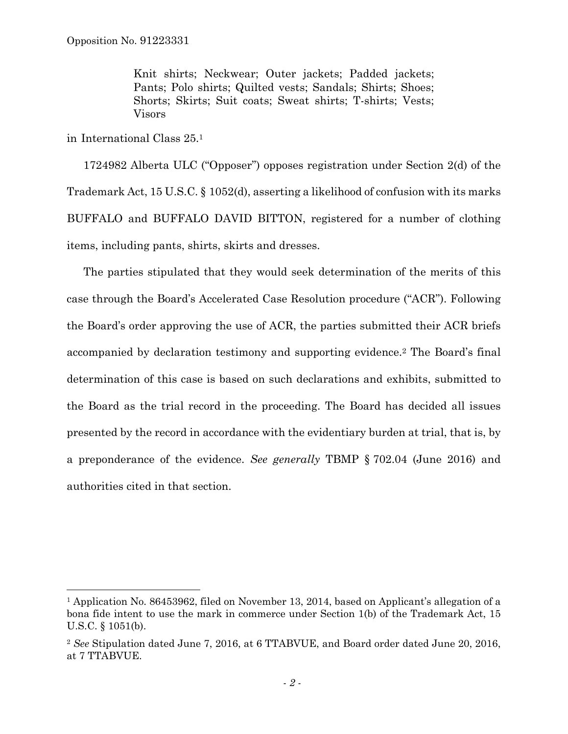Knit shirts; Neckwear; Outer jackets; Padded jackets; Pants; Polo shirts; Quilted vests; Sandals; Shirts; Shoes; Shorts; Skirts; Suit coats; Sweat shirts; T-shirts; Vests; Visors

in International Class 25.[1]

1724982 Alberta ULC ("Opposer") opposes registration under Section 2(d) of the Trademark Act, 15 U.S.C. § 1052(d), asserting a likelihood of confusion with its marks BUFFALO and BUFFALO DAVID BITTON, registered for a number of clothing items, including pants, shirts, skirts and dresses.

The parties stipulated that they would seek determination of the merits of this case through the Board's Accelerated Case Resolution procedure ("ACR"). Following the Board's order approving the use of ACR, the parties submitted their ACR briefs accompanied by declaration testimony and supporting evidence.[2] The Board's final determination of this case is based on such declarations and exhibits, submitted to the Board as the trial record in the proceeding. The Board has decided all issues presented by the record in accordance with the evidentiary burden at trial, that is, by a preponderance of the evidence. *See generally* TBMP § 702.04 (June 2016) and authorities cited in that section.

---

[1] Application No. 86453962, filed on November 13, 2014, based on Applicant's allegation of a bona fide intent to use the mark in commerce under Section 1(b) of the Trademark Act, 15 U.S.C. § 1051(b).

[2] *See* Stipulation dated June 7, 2016, at 6 TTABVUE, and Board order dated June 20, 2016, at 7 TTABVUE.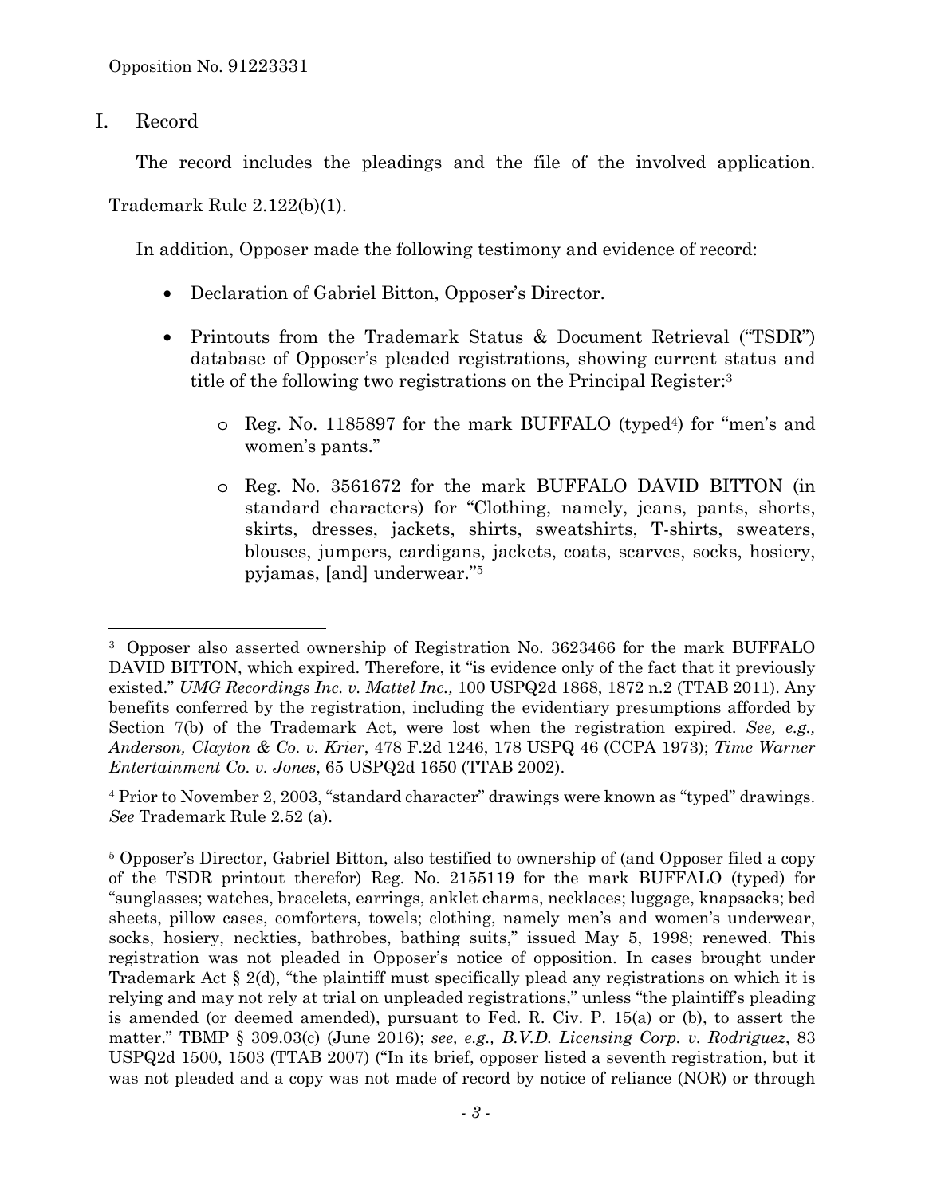## I. Record

The record includes the pleadings and the file of the involved application. Trademark Rule 2.122(b)(1).

In addition, Opposer made the following testimony and evidence of record:

- Declaration of Gabriel Bitton, Opposer's Director.
- Printouts from the Trademark Status & Document Retrieval ("TSDR") database of Opposer's pleaded registrations, showing current status and title of the following two registrations on the Principal Register:[3]
  - Reg. No. 1185897 for the mark BUFFALO (typed[4]) for "men's and women's pants."
  - Reg. No. 3561672 for the mark BUFFALO DAVID BITTON (in standard characters) for "Clothing, namely, jeans, pants, shorts, skirts, dresses, jackets, shirts, sweatshirts, T-shirts, sweaters, blouses, jumpers, cardigans, jackets, coats, scarves, socks, hosiery, pyjamas, [and] underwear."[5]

---

[3] Opposer also asserted ownership of Registration No. 3623466 for the mark BUFFALO DAVID BITTON, which expired. Therefore, it "is evidence only of the fact that it previously existed." *UMG Recordings Inc. v. Mattel Inc.,* 100 USPQ2d 1868, 1872 n.2 (TTAB 2011). Any benefits conferred by the registration, including the evidentiary presumptions afforded by Section 7(b) of the Trademark Act, were lost when the registration expired. *See, e.g., Anderson, Clayton & Co. v. Krier*, 478 F.2d 1246, 178 USPQ 46 (CCPA 1973); *Time Warner Entertainment Co. v. Jones*, 65 USPQ2d 1650 (TTAB 2002).

[4] Prior to November 2, 2003, "standard character" drawings were known as "typed" drawings. *See* Trademark Rule 2.52 (a).

[5] Opposer's Director, Gabriel Bitton, also testified to ownership of (and Opposer filed a copy of the TSDR printout therefor) Reg. No. 2155119 for the mark BUFFALO (typed) for "sunglasses; watches, bracelets, earrings, anklet charms, necklaces; luggage, knapsacks; bed sheets, pillow cases, comforters, towels; clothing, namely men's and women's underwear, socks, hosiery, neckties, bathrobes, bathing suits," issued May 5, 1998; renewed. This registration was not pleaded in Opposer's notice of opposition. In cases brought under Trademark Act § 2(d), "the plaintiff must specifically plead any registrations on which it is relying and may not rely at trial on unpleaded registrations," unless "the plaintiff's pleading is amended (or deemed amended), pursuant to Fed. R. Civ. P. 15(a) or (b), to assert the matter." TBMP § 309.03(c) (June 2016); *see, e.g., B.V.D. Licensing Corp. v. Rodriguez*, 83 USPQ2d 1500, 1503 (TTAB 2007) ("In its brief, opposer listed a seventh registration, but it was not pleaded and a copy was not made of record by notice of reliance (NOR) or through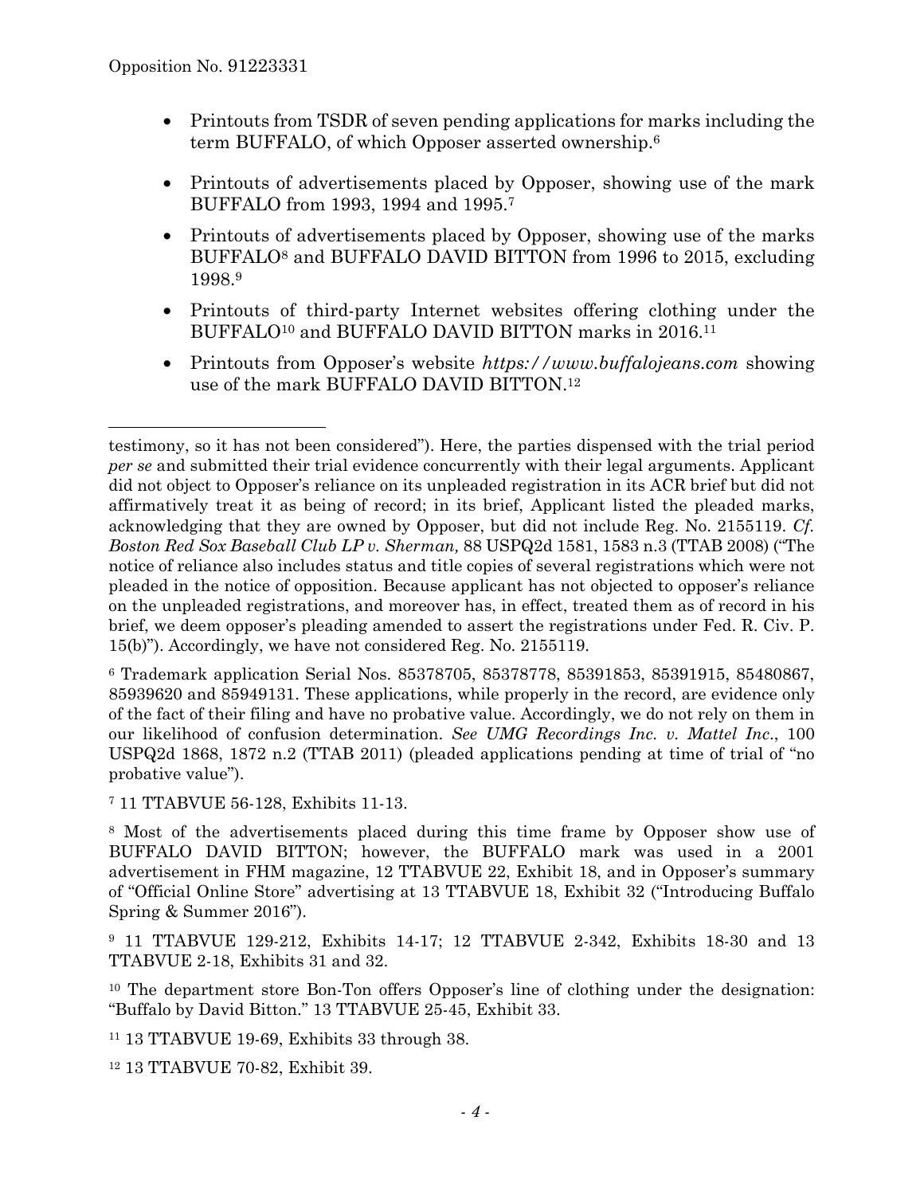- Printouts from TSDR of seven pending applications for marks including the term BUFFALO, of which Opposer asserted ownership.[6]
- Printouts of advertisements placed by Opposer, showing use of the mark BUFFALO from 1993, 1994 and 1995.[7]
- Printouts of advertisements placed by Opposer, showing use of the marks BUFFALO[8] and BUFFALO DAVID BITTON from 1996 to 2015, excluding 1998.[9]
- Printouts of third-party Internet websites offering clothing under the BUFFALO[10] and BUFFALO DAVID BITTON marks in 2016.[11]
- Printouts from Opposer's website *https://www.buffalojeans.com* showing use of the mark BUFFALO DAVID BITTON.[12]

---

testimony, so it has not been considered"). Here, the parties dispensed with the trial period *per se* and submitted their trial evidence concurrently with their legal arguments. Applicant did not object to Opposer's reliance on its unpleaded registration in its ACR brief but did not affirmatively treat it as being of record; in its brief, Applicant listed the pleaded marks, acknowledging that they are owned by Opposer, but did not include Reg. No. 2155119. *Cf. Boston Red Sox Baseball Club LP v. Sherman,* 88 USPQ2d 1581, 1583 n.3 (TTAB 2008) ("The notice of reliance also includes status and title copies of several registrations which were not pleaded in the notice of opposition. Because applicant has not objected to opposer's reliance on the unpleaded registrations, and moreover has, in effect, treated them as of record in his brief, we deem opposer's pleading amended to assert the registrations under Fed. R. Civ. P. 15(b)"). Accordingly, we have not considered Reg. No. 2155119.

[6] Trademark application Serial Nos. 85378705, 85378778, 85391853, 85391915, 85480867, 85939620 and 85949131. These applications, while properly in the record, are evidence only of the fact of their filing and have no probative value. Accordingly, we do not rely on them in our likelihood of confusion determination. *See UMG Recordings Inc. v. Mattel Inc*., 100 USPQ2d 1868, 1872 n.2 (TTAB 2011) (pleaded applications pending at time of trial of "no probative value").

[7] 11 TTABVUE 56-128, Exhibits 11-13.

[8] Most of the advertisements placed during this time frame by Opposer show use of BUFFALO DAVID BITTON; however, the BUFFALO mark was used in a 2001 advertisement in FHM magazine, 12 TTABVUE 22, Exhibit 18, and in Opposer's summary of "Official Online Store" advertising at 13 TTABVUE 18, Exhibit 32 ("Introducing Buffalo Spring & Summer 2016").

[9] 11 TTABVUE 129-212, Exhibits 14-17; 12 TTABVUE 2-342, Exhibits 18-30 and 13 TTABVUE 2-18, Exhibits 31 and 32.

[10] The department store Bon-Ton offers Opposer's line of clothing under the designation: "Buffalo by David Bitton." 13 TTABVUE 25-45, Exhibit 33.

[11] 13 TTABVUE 19-69, Exhibits 33 through 38.

[12] 13 TTABVUE 70-82, Exhibit 39.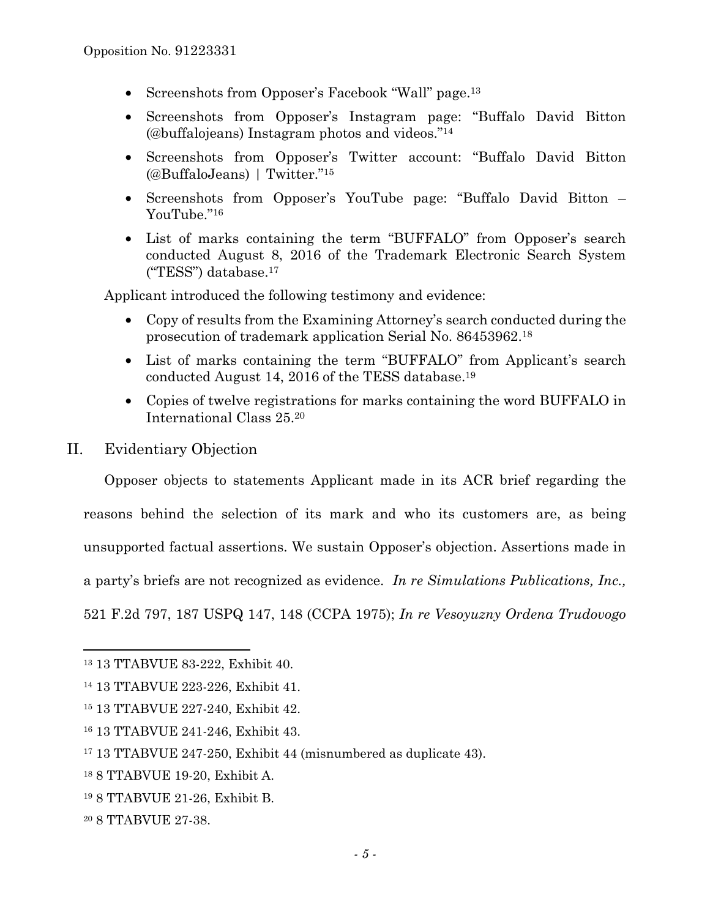- Screenshots from Opposer's Facebook "Wall" page.[13]
- Screenshots from Opposer's Instagram page: "Buffalo David Bitton (@buffalojeans) Instagram photos and videos."[14]
- Screenshots from Opposer's Twitter account: "Buffalo David Bitton (@BuffaloJeans) | Twitter."[15]
- Screenshots from Opposer's YouTube page: "Buffalo David Bitton – YouTube."[16]
- List of marks containing the term "BUFFALO" from Opposer's search conducted August 8, 2016 of the Trademark Electronic Search System ("TESS") database.[17]

Applicant introduced the following testimony and evidence:

- Copy of results from the Examining Attorney's search conducted during the prosecution of trademark application Serial No. 86453962.[18]
- List of marks containing the term "BUFFALO" from Applicant's search conducted August 14, 2016 of the TESS database.[19]
- Copies of twelve registrations for marks containing the word BUFFALO in International Class 25.[20]

## II. Evidentiary Objection

Opposer objects to statements Applicant made in its ACR brief regarding the reasons behind the selection of its mark and who its customers are, as being unsupported factual assertions. We sustain Opposer's objection. Assertions made in a party's briefs are not recognized as evidence. *In re Simulations Publications, Inc.,* 521 F.2d 797, 187 USPQ 147, 148 (CCPA 1975); *In re Vesoyuzny Ordena Trudovogo*

---

[13] 13 TTABVUE 83-222, Exhibit 40.

[14] 13 TTABVUE 223-226, Exhibit 41.

[15] 13 TTABVUE 227-240, Exhibit 42.

[16] 13 TTABVUE 241-246, Exhibit 43.

[17] 13 TTABVUE 247-250, Exhibit 44 (misnumbered as duplicate 43).

[18] 8 TTABVUE 19-20, Exhibit A.

[19] 8 TTABVUE 21-26, Exhibit B.

[20] 8 TTABVUE 27-38.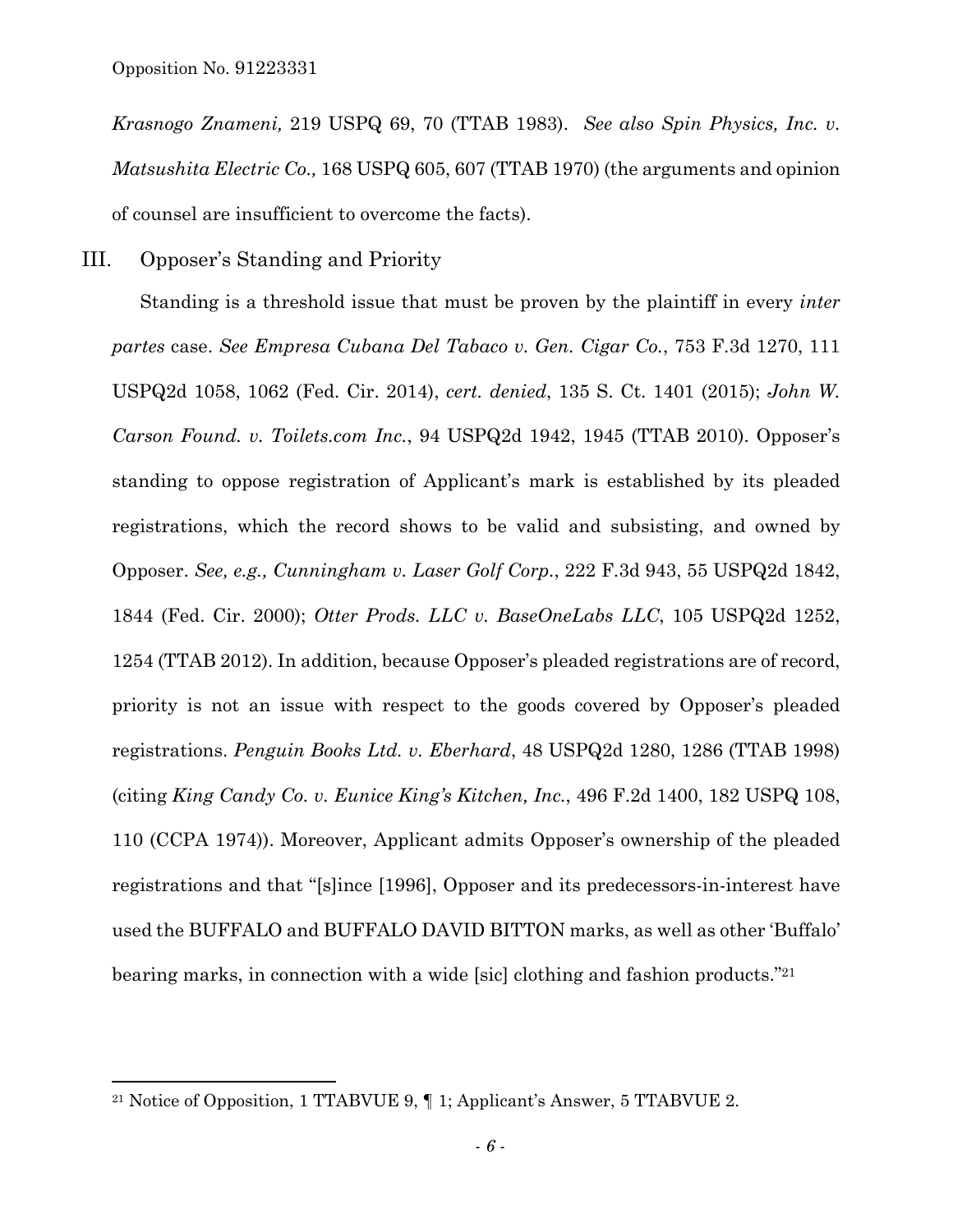*Krasnogo Znameni,* 219 USPQ 69, 70 (TTAB 1983). *See also Spin Physics, Inc. v. Matsushita Electric Co.,* 168 USPQ 605, 607 (TTAB 1970) (the arguments and opinion of counsel are insufficient to overcome the facts).

## III. Opposer's Standing and Priority

Standing is a threshold issue that must be proven by the plaintiff in every *inter partes* case. *See Empresa Cubana Del Tabaco v. Gen. Cigar Co.*, 753 F.3d 1270, 111 USPQ2d 1058, 1062 (Fed. Cir. 2014), *cert. denied*, 135 S. Ct. 1401 (2015); *John W. Carson Found. v. Toilets.com Inc.*, 94 USPQ2d 1942, 1945 (TTAB 2010). Opposer's standing to oppose registration of Applicant's mark is established by its pleaded registrations, which the record shows to be valid and subsisting, and owned by Opposer. *See, e.g., Cunningham v. Laser Golf Corp.*, 222 F.3d 943, 55 USPQ2d 1842, 1844 (Fed. Cir. 2000); *Otter Prods. LLC v. BaseOneLabs LLC*, 105 USPQ2d 1252, 1254 (TTAB 2012). In addition, because Opposer's pleaded registrations are of record, priority is not an issue with respect to the goods covered by Opposer's pleaded registrations. *Penguin Books Ltd. v. Eberhard*, 48 USPQ2d 1280, 1286 (TTAB 1998) (citing *King Candy Co. v. Eunice King's Kitchen, Inc.*, 496 F.2d 1400, 182 USPQ 108, 110 (CCPA 1974)). Moreover, Applicant admits Opposer's ownership of the pleaded registrations and that "[s]ince [1996], Opposer and its predecessors-in-interest have used the BUFFALO and BUFFALO DAVID BITTON marks, as well as other 'Buffalo' bearing marks, in connection with a wide [sic] clothing and fashion products."[21]

---

[21] Notice of Opposition, 1 TTABVUE 9, ¶ 1; Applicant's Answer, 5 TTABVUE 2.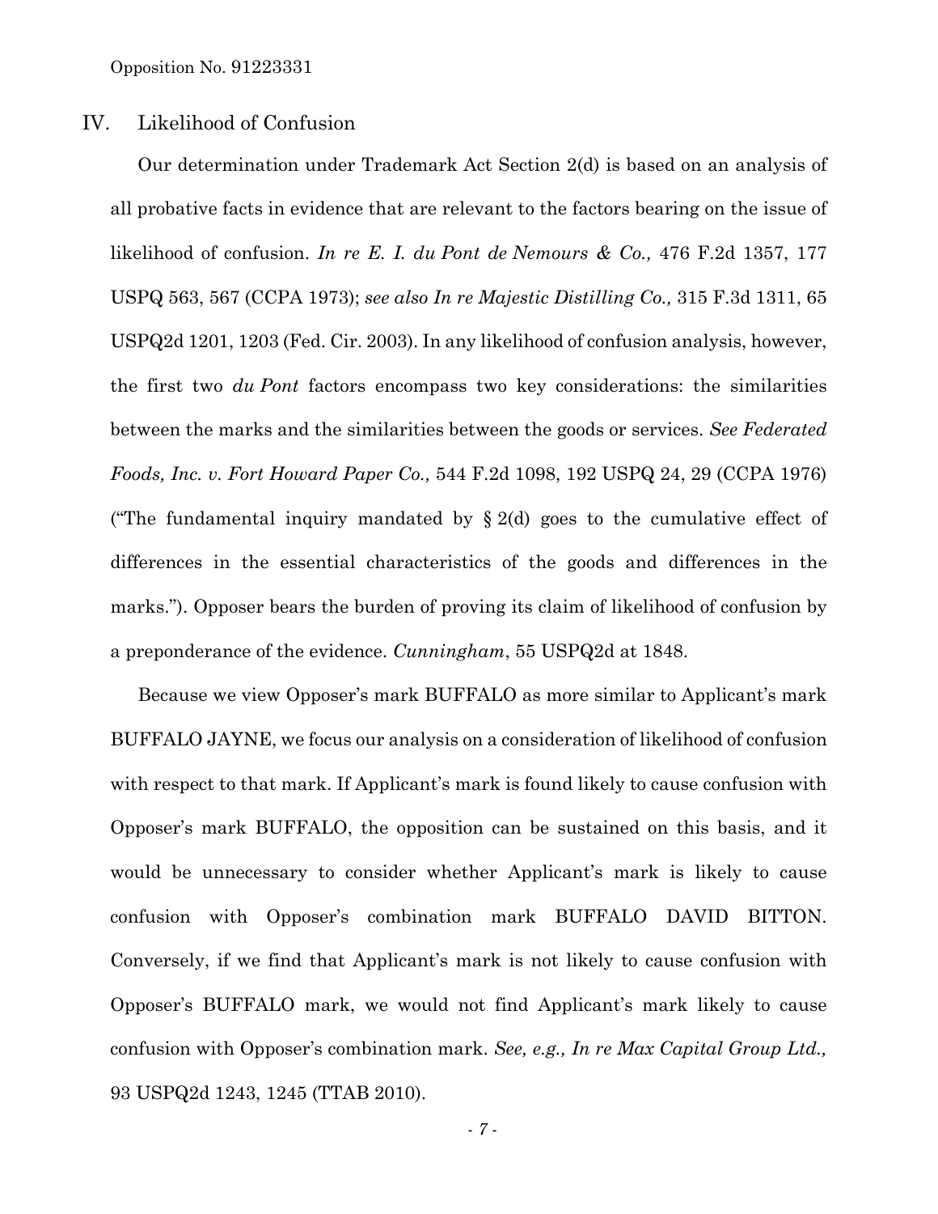## IV. Likelihood of Confusion

Our determination under Trademark Act Section 2(d) is based on an analysis of all probative facts in evidence that are relevant to the factors bearing on the issue of likelihood of confusion. *In re E. I. du Pont de Nemours & Co.,* 476 F.2d 1357, 177 USPQ 563, 567 (CCPA 1973); *see also In re Majestic Distilling Co.,* 315 F.3d 1311, 65 USPQ2d 1201, 1203 (Fed. Cir. 2003). In any likelihood of confusion analysis, however, the first two *du Pont* factors encompass two key considerations: the similarities between the marks and the similarities between the goods or services. *See Federated Foods, Inc. v. Fort Howard Paper Co.,* 544 F.2d 1098, 192 USPQ 24, 29 (CCPA 1976) ("The fundamental inquiry mandated by § 2(d) goes to the cumulative effect of differences in the essential characteristics of the goods and differences in the marks."). Opposer bears the burden of proving its claim of likelihood of confusion by a preponderance of the evidence. *Cunningham*, 55 USPQ2d at 1848.

Because we view Opposer's mark BUFFALO as more similar to Applicant's mark BUFFALO JAYNE, we focus our analysis on a consideration of likelihood of confusion with respect to that mark. If Applicant's mark is found likely to cause confusion with Opposer's mark BUFFALO, the opposition can be sustained on this basis, and it would be unnecessary to consider whether Applicant's mark is likely to cause confusion with Opposer's combination mark BUFFALO DAVID BITTON. Conversely, if we find that Applicant's mark is not likely to cause confusion with Opposer's BUFFALO mark, we would not find Applicant's mark likely to cause confusion with Opposer's combination mark. *See, e.g., In re Max Capital Group Ltd.,* 93 USPQ2d 1243, 1245 (TTAB 2010).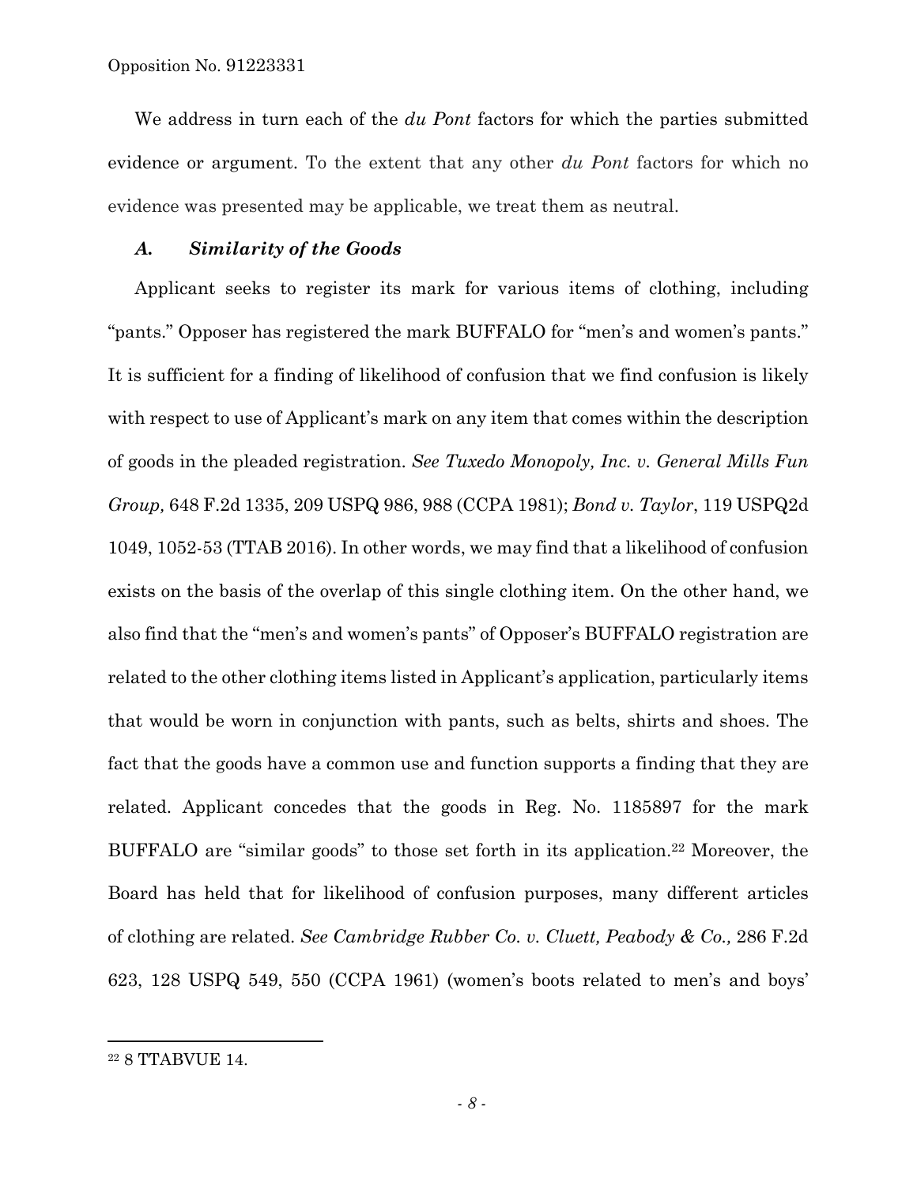We address in turn each of the *du Pont* factors for which the parties submitted evidence or argument. To the extent that any other *du Pont* factors for which no evidence was presented may be applicable, we treat them as neutral.

### *A. Similarity of the Goods*

Applicant seeks to register its mark for various items of clothing, including "pants." Opposer has registered the mark BUFFALO for "men's and women's pants." It is sufficient for a finding of likelihood of confusion that we find confusion is likely with respect to use of Applicant's mark on any item that comes within the description of goods in the pleaded registration. *See Tuxedo Monopoly, Inc. v. General Mills Fun Group,* 648 F.2d 1335, 209 USPQ 986, 988 (CCPA 1981); *Bond v. Taylor*, 119 USPQ2d 1049, 1052-53 (TTAB 2016). In other words, we may find that a likelihood of confusion exists on the basis of the overlap of this single clothing item. On the other hand, we also find that the "men's and women's pants" of Opposer's BUFFALO registration are related to the other clothing items listed in Applicant's application, particularly items that would be worn in conjunction with pants, such as belts, shirts and shoes. The fact that the goods have a common use and function supports a finding that they are related. Applicant concedes that the goods in Reg. No. 1185897 for the mark BUFFALO are "similar goods" to those set forth in its application.[22] Moreover, the Board has held that for likelihood of confusion purposes, many different articles of clothing are related. *See Cambridge Rubber Co. v. Cluett, Peabody & Co.,* 286 F.2d 623, 128 USPQ 549, 550 (CCPA 1961) (women's boots related to men's and boys'

---

[22] 8 TTABVUE 14.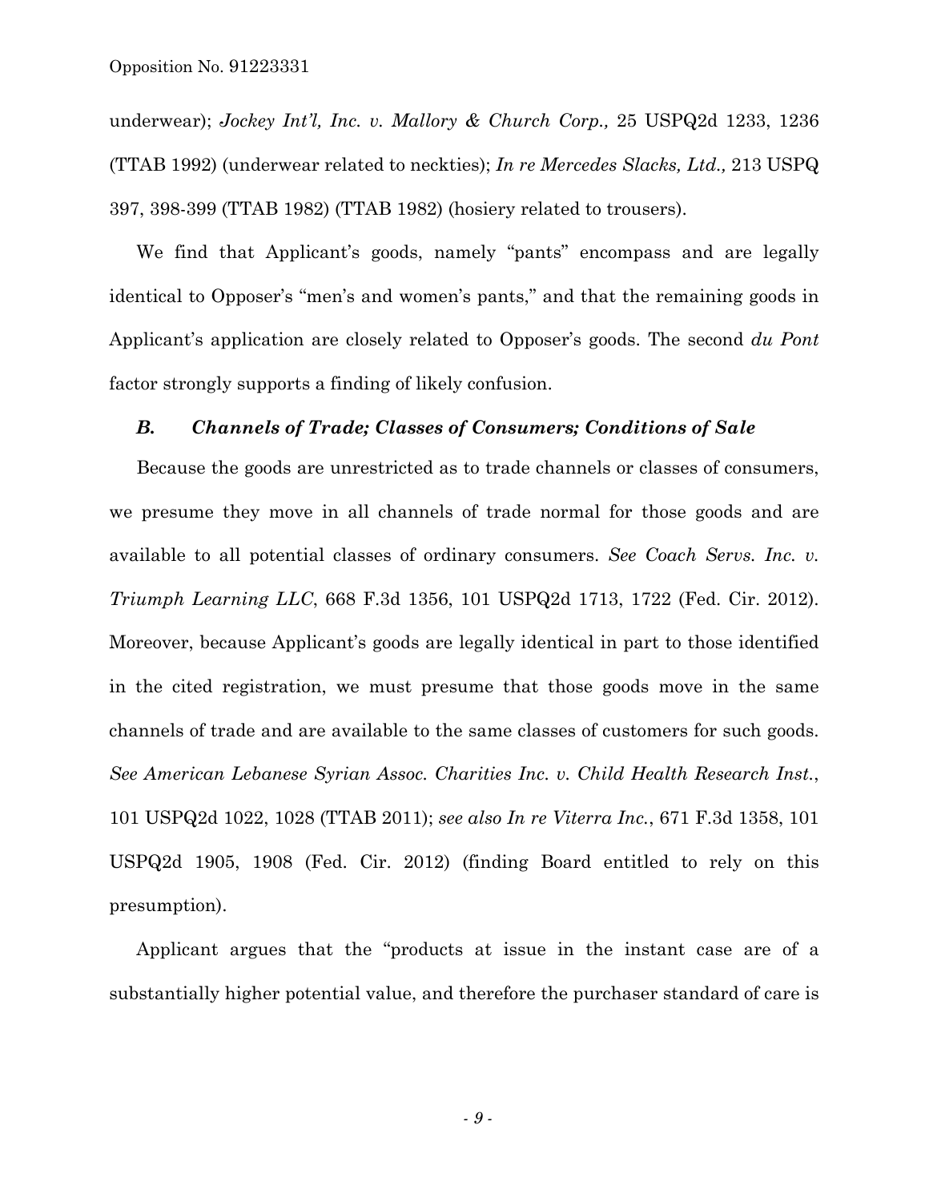underwear); *Jockey Int'l, Inc. v. Mallory & Church Corp.,* 25 USPQ2d 1233, 1236 (TTAB 1992) (underwear related to neckties); *In re Mercedes Slacks, Ltd.,* 213 USPQ 397, 398-399 (TTAB 1982) (TTAB 1982) (hosiery related to trousers).

We find that Applicant's goods, namely "pants" encompass and are legally identical to Opposer's "men's and women's pants," and that the remaining goods in Applicant's application are closely related to Opposer's goods. The second *du Pont* factor strongly supports a finding of likely confusion.

### *B. Channels of Trade; Classes of Consumers; Conditions of Sale*

Because the goods are unrestricted as to trade channels or classes of consumers, we presume they move in all channels of trade normal for those goods and are available to all potential classes of ordinary consumers. *See Coach Servs. Inc. v. Triumph Learning LLC*, 668 F.3d 1356, 101 USPQ2d 1713, 1722 (Fed. Cir. 2012). Moreover, because Applicant's goods are legally identical in part to those identified in the cited registration, we must presume that those goods move in the same channels of trade and are available to the same classes of customers for such goods. *See American Lebanese Syrian Assoc. Charities Inc. v. Child Health Research Inst.*, 101 USPQ2d 1022, 1028 (TTAB 2011); *see also In re Viterra Inc.*, 671 F.3d 1358, 101 USPQ2d 1905, 1908 (Fed. Cir. 2012) (finding Board entitled to rely on this presumption).

Applicant argues that the "products at issue in the instant case are of a substantially higher potential value, and therefore the purchaser standard of care is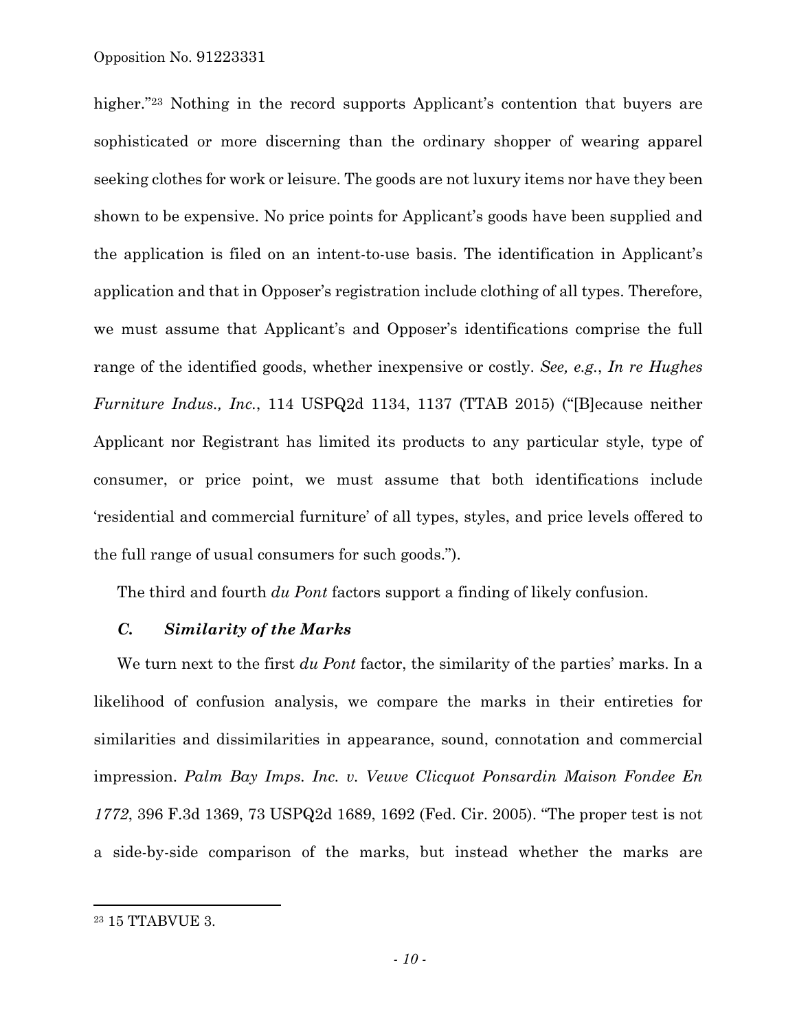higher."[23] Nothing in the record supports Applicant's contention that buyers are sophisticated or more discerning than the ordinary shopper of wearing apparel seeking clothes for work or leisure. The goods are not luxury items nor have they been shown to be expensive. No price points for Applicant's goods have been supplied and the application is filed on an intent-to-use basis. The identification in Applicant's application and that in Opposer's registration include clothing of all types. Therefore, we must assume that Applicant's and Opposer's identifications comprise the full range of the identified goods, whether inexpensive or costly. *See, e.g.*, *In re Hughes Furniture Indus., Inc.*, 114 USPQ2d 1134, 1137 (TTAB 2015) ("[B]ecause neither Applicant nor Registrant has limited its products to any particular style, type of consumer, or price point, we must assume that both identifications include 'residential and commercial furniture' of all types, styles, and price levels offered to the full range of usual consumers for such goods.").

The third and fourth *du Pont* factors support a finding of likely confusion.

### *C. Similarity of the Marks*

We turn next to the first *du Pont* factor, the similarity of the parties' marks. In a likelihood of confusion analysis, we compare the marks in their entireties for similarities and dissimilarities in appearance, sound, connotation and commercial impression. *Palm Bay Imps. Inc. v. Veuve Clicquot Ponsardin Maison Fondee En 1772*, 396 F.3d 1369, 73 USPQ2d 1689, 1692 (Fed. Cir. 2005). "The proper test is not a side-by-side comparison of the marks, but instead whether the marks are

---

[23] 15 TTABVUE 3.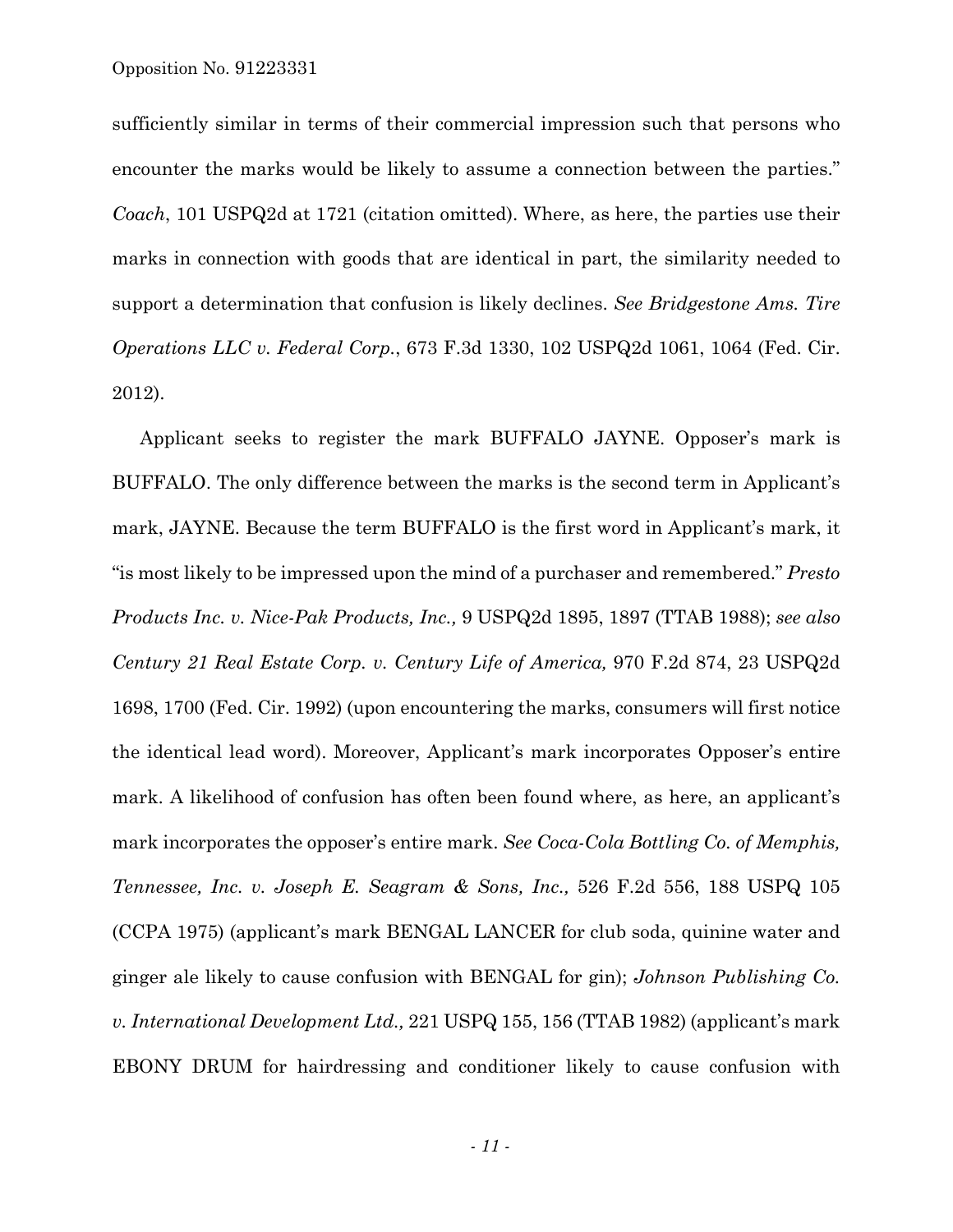sufficiently similar in terms of their commercial impression such that persons who encounter the marks would be likely to assume a connection between the parties." *Coach*, 101 USPQ2d at 1721 (citation omitted). Where, as here, the parties use their marks in connection with goods that are identical in part, the similarity needed to support a determination that confusion is likely declines. *See Bridgestone Ams. Tire Operations LLC v. Federal Corp.*, 673 F.3d 1330, 102 USPQ2d 1061, 1064 (Fed. Cir. 2012).

Applicant seeks to register the mark BUFFALO JAYNE. Opposer's mark is BUFFALO. The only difference between the marks is the second term in Applicant's mark, JAYNE. Because the term BUFFALO is the first word in Applicant's mark, it "is most likely to be impressed upon the mind of a purchaser and remembered." *Presto Products Inc. v. Nice-Pak Products, Inc.,* 9 USPQ2d 1895, 1897 (TTAB 1988); *see also Century 21 Real Estate Corp. v. Century Life of America,* 970 F.2d 874, 23 USPQ2d 1698, 1700 (Fed. Cir. 1992) (upon encountering the marks, consumers will first notice the identical lead word). Moreover, Applicant's mark incorporates Opposer's entire mark. A likelihood of confusion has often been found where, as here, an applicant's mark incorporates the opposer's entire mark. *See Coca-Cola Bottling Co. of Memphis, Tennessee, Inc. v. Joseph E. Seagram & Sons, Inc.,* 526 F.2d 556, 188 USPQ 105 (CCPA 1975) (applicant's mark BENGAL LANCER for club soda, quinine water and ginger ale likely to cause confusion with BENGAL for gin); *Johnson Publishing Co. v. International Development Ltd.,* 221 USPQ 155, 156 (TTAB 1982) (applicant's mark EBONY DRUM for hairdressing and conditioner likely to cause confusion with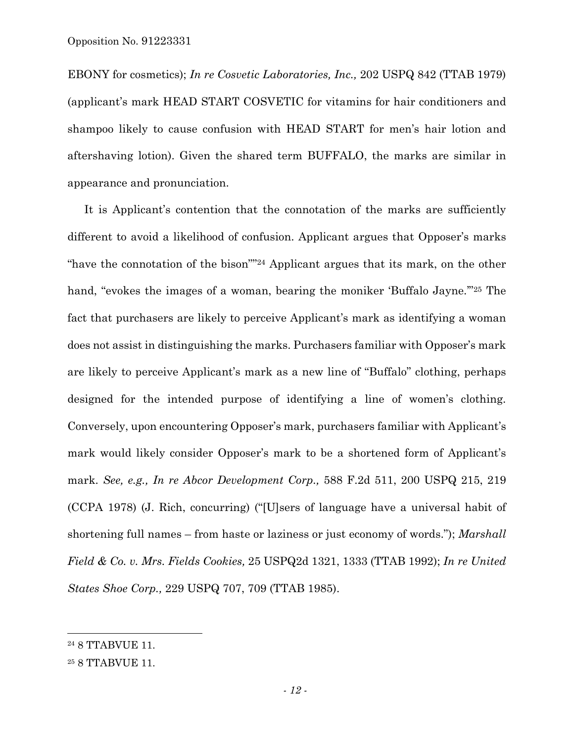EBONY for cosmetics); *In re Cosvetic Laboratories, Inc.,* 202 USPQ 842 (TTAB 1979) (applicant's mark HEAD START COSVETIC for vitamins for hair conditioners and shampoo likely to cause confusion with HEAD START for men's hair lotion and aftershaving lotion). Given the shared term BUFFALO, the marks are similar in appearance and pronunciation.

It is Applicant's contention that the connotation of the marks are sufficiently different to avoid a likelihood of confusion. Applicant argues that Opposer's marks "have the connotation of the bison""[24] Applicant argues that its mark, on the other hand, "evokes the images of a woman, bearing the moniker 'Buffalo Jayne.'"[25] The fact that purchasers are likely to perceive Applicant's mark as identifying a woman does not assist in distinguishing the marks. Purchasers familiar with Opposer's mark are likely to perceive Applicant's mark as a new line of "Buffalo" clothing, perhaps designed for the intended purpose of identifying a line of women's clothing. Conversely, upon encountering Opposer's mark, purchasers familiar with Applicant's mark would likely consider Opposer's mark to be a shortened form of Applicant's mark. *See, e.g., In re Abcor Development Corp.,* 588 F.2d 511, 200 USPQ 215, 219 (CCPA 1978) (J. Rich, concurring) ("[U]sers of language have a universal habit of shortening full names – from haste or laziness or just economy of words."); *Marshall Field & Co. v. Mrs. Fields Cookies,* 25 USPQ2d 1321, 1333 (TTAB 1992); *In re United States Shoe Corp.,* 229 USPQ 707, 709 (TTAB 1985).

---

[24] 8 TTABVUE 11.

[25] 8 TTABVUE 11.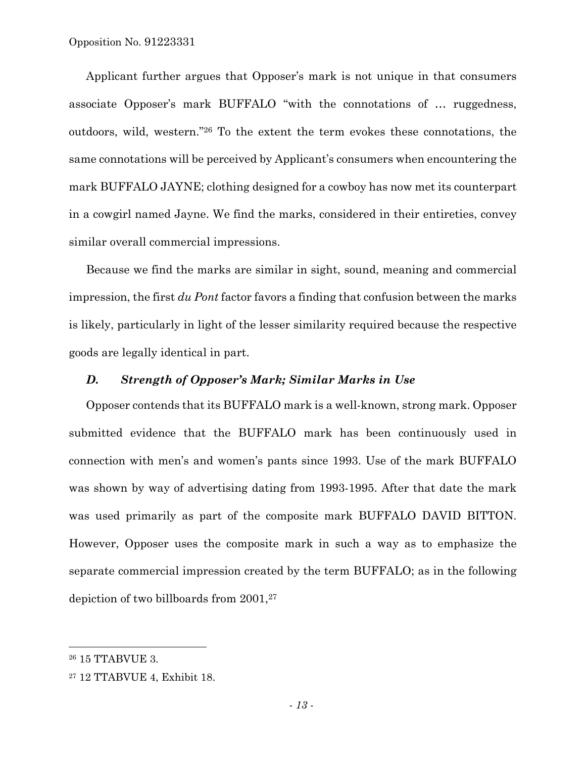Applicant further argues that Opposer's mark is not unique in that consumers associate Opposer's mark BUFFALO "with the connotations of … ruggedness, outdoors, wild, western."[26] To the extent the term evokes these connotations, the same connotations will be perceived by Applicant's consumers when encountering the mark BUFFALO JAYNE; clothing designed for a cowboy has now met its counterpart in a cowgirl named Jayne. We find the marks, considered in their entireties, convey similar overall commercial impressions.

Because we find the marks are similar in sight, sound, meaning and commercial impression, the first *du Pont* factor favors a finding that confusion between the marks is likely, particularly in light of the lesser similarity required because the respective goods are legally identical in part.

### *D. Strength of Opposer's Mark; Similar Marks in Use*

Opposer contends that its BUFFALO mark is a well-known, strong mark. Opposer submitted evidence that the BUFFALO mark has been continuously used in connection with men's and women's pants since 1993. Use of the mark BUFFALO was shown by way of advertising dating from 1993-1995. After that date the mark was used primarily as part of the composite mark BUFFALO DAVID BITTON. However, Opposer uses the composite mark in such a way as to emphasize the separate commercial impression created by the term BUFFALO; as in the following depiction of two billboards from 2001,[27]

---

[26] 15 TTABVUE 3.

[27] 12 TTABVUE 4, Exhibit 18.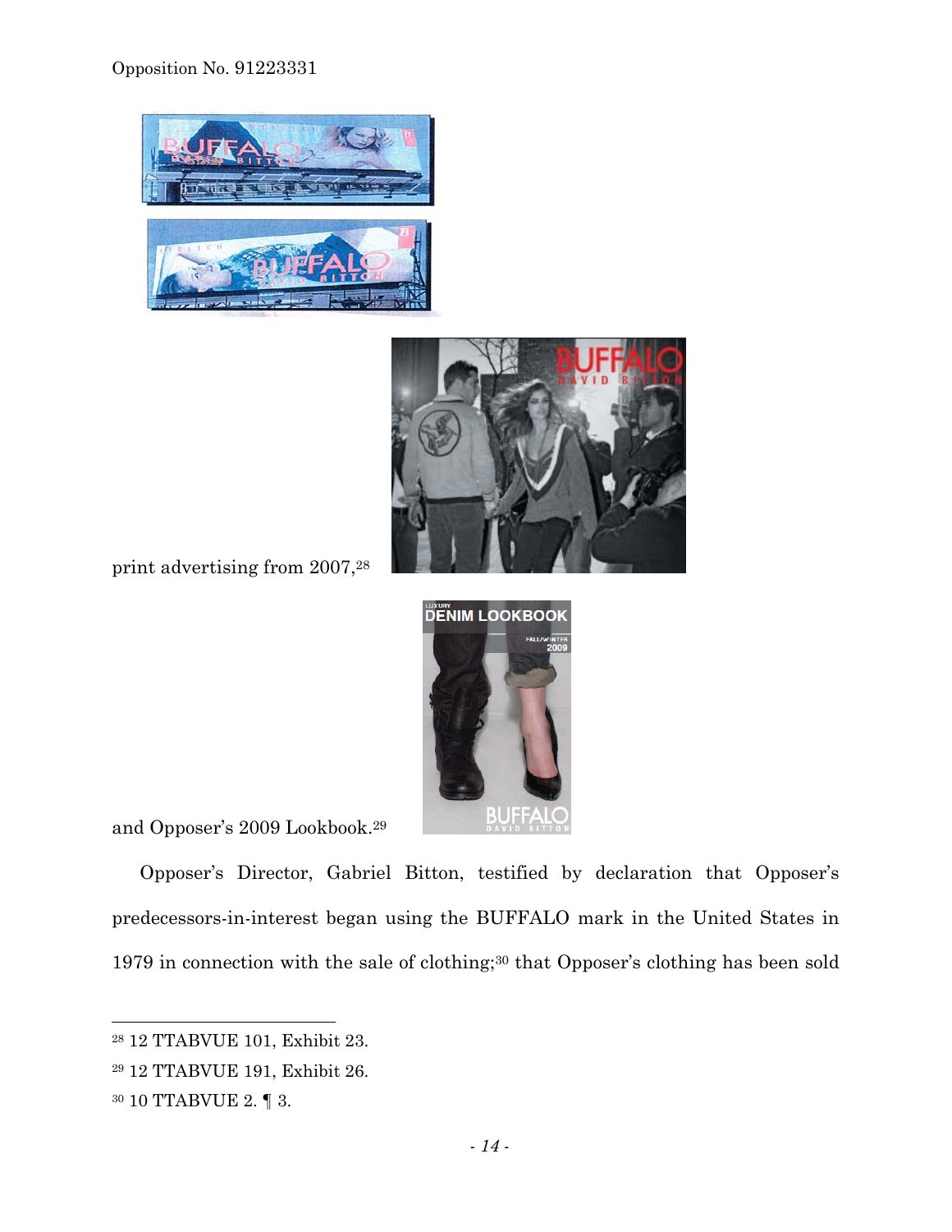print advertising from 2007,[28]

and Opposer's 2009 Lookbook.[29]

Opposer's Director, Gabriel Bitton, testified by declaration that Opposer's predecessors-in-interest began using the BUFFALO mark in the United States in 1979 in connection with the sale of clothing;[30] that Opposer's clothing has been sold

---

[28] 12 TTABVUE 101, Exhibit 23.

[29] 12 TTABVUE 191, Exhibit 26.

[30] 10 TTABVUE 2. ¶ 3.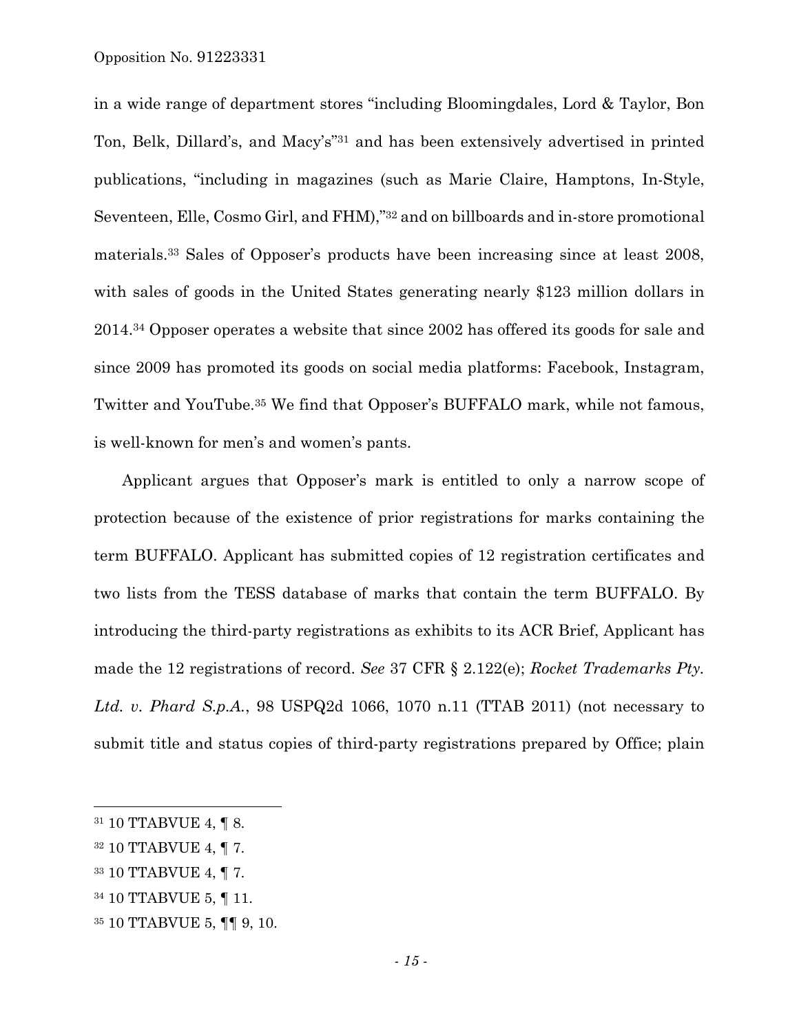in a wide range of department stores "including Bloomingdales, Lord & Taylor, Bon Ton, Belk, Dillard's, and Macy's"[31] and has been extensively advertised in printed publications, "including in magazines (such as Marie Claire, Hamptons, In-Style, Seventeen, Elle, Cosmo Girl, and FHM),"[32] and on billboards and in-store promotional materials.[33] Sales of Opposer's products have been increasing since at least 2008, with sales of goods in the United States generating nearly $123 million dollars in 2014.[34] Opposer operates a website that since 2002 has offered its goods for sale and since 2009 has promoted its goods on social media platforms: Facebook, Instagram, Twitter and YouTube.[35] We find that Opposer's BUFFALO mark, while not famous, is well-known for men's and women's pants.

Applicant argues that Opposer's mark is entitled to only a narrow scope of protection because of the existence of prior registrations for marks containing the term BUFFALO. Applicant has submitted copies of 12 registration certificates and two lists from the TESS database of marks that contain the term BUFFALO. By introducing the third-party registrations as exhibits to its ACR Brief, Applicant has made the 12 registrations of record. *See* 37 CFR § 2.122(e); *Rocket Trademarks Pty. Ltd. v. Phard S.p.A.*, 98 USPQ2d 1066, 1070 n.11 (TTAB 2011) (not necessary to submit title and status copies of third-party registrations prepared by Office; plain

---

[31] 10 TTABVUE 4, ¶ 8.

[32] 10 TTABVUE 4, ¶ 7.

[33] 10 TTABVUE 4, ¶ 7.

[34] 10 TTABVUE 5, ¶ 11.

[35] 10 TTABVUE 5, ¶¶ 9, 10.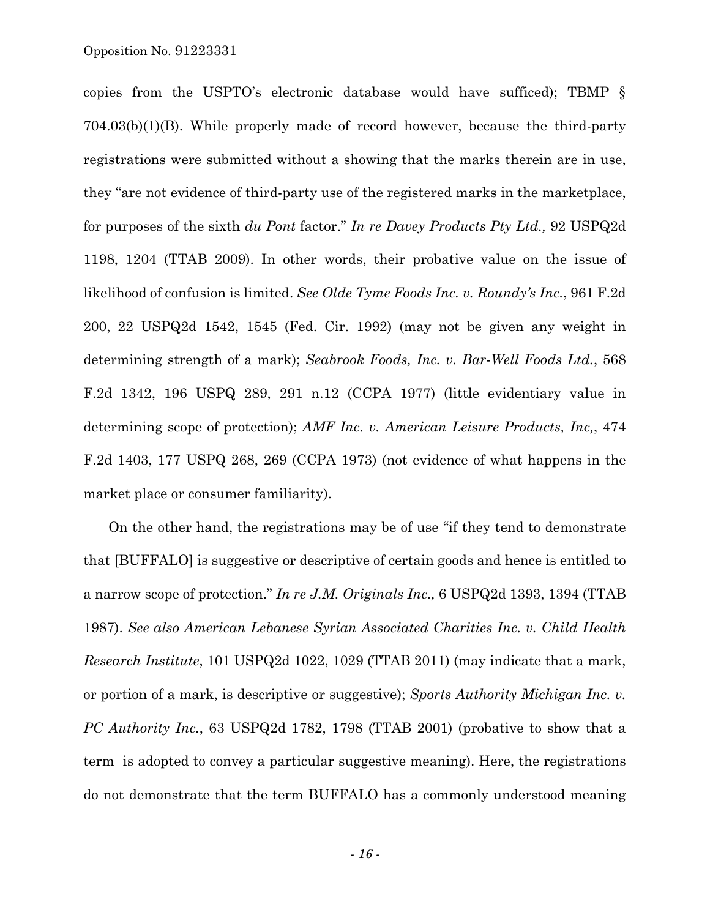copies from the USPTO's electronic database would have sufficed); TBMP § 704.03(b)(1)(B). While properly made of record however, because the third-party registrations were submitted without a showing that the marks therein are in use, they "are not evidence of third-party use of the registered marks in the marketplace, for purposes of the sixth *du Pont* factor." *In re Davey Products Pty Ltd.,* 92 USPQ2d 1198, 1204 (TTAB 2009). In other words, their probative value on the issue of likelihood of confusion is limited. *See Olde Tyme Foods Inc. v. Roundy's Inc.*, 961 F.2d 200, 22 USPQ2d 1542, 1545 (Fed. Cir. 1992) (may not be given any weight in determining strength of a mark); *Seabrook Foods, Inc. v. Bar-Well Foods Ltd.*, 568 F.2d 1342, 196 USPQ 289, 291 n.12 (CCPA 1977) (little evidentiary value in determining scope of protection); *AMF Inc. v. American Leisure Products, Inc,*, 474 F.2d 1403, 177 USPQ 268, 269 (CCPA 1973) (not evidence of what happens in the market place or consumer familiarity).

On the other hand, the registrations may be of use "if they tend to demonstrate that [BUFFALO] is suggestive or descriptive of certain goods and hence is entitled to a narrow scope of protection." *In re J.M. Originals Inc.,* 6 USPQ2d 1393, 1394 (TTAB 1987). *See also American Lebanese Syrian Associated Charities Inc. v. Child Health Research Institute*, 101 USPQ2d 1022, 1029 (TTAB 2011) (may indicate that a mark, or portion of a mark, is descriptive or suggestive); *Sports Authority Michigan Inc. v. PC Authority Inc.*, 63 USPQ2d 1782, 1798 (TTAB 2001) (probative to show that a term is adopted to convey a particular suggestive meaning). Here, the registrations do not demonstrate that the term BUFFALO has a commonly understood meaning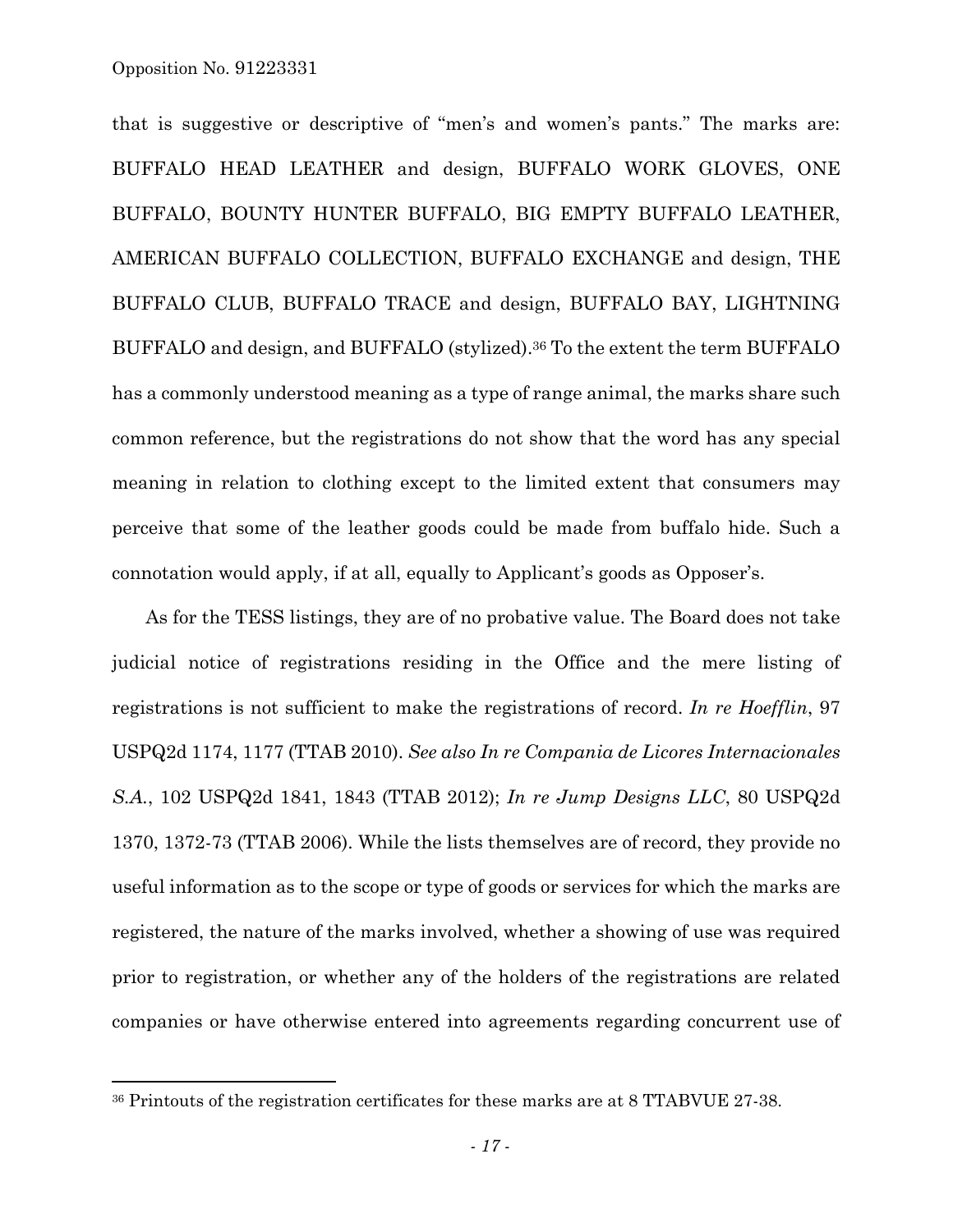that is suggestive or descriptive of "men's and women's pants." The marks are: BUFFALO HEAD LEATHER and design, BUFFALO WORK GLOVES, ONE BUFFALO, BOUNTY HUNTER BUFFALO, BIG EMPTY BUFFALO LEATHER, AMERICAN BUFFALO COLLECTION, BUFFALO EXCHANGE and design, THE BUFFALO CLUB, BUFFALO TRACE and design, BUFFALO BAY, LIGHTNING BUFFALO and design, and BUFFALO (stylized).[36] To the extent the term BUFFALO has a commonly understood meaning as a type of range animal, the marks share such common reference, but the registrations do not show that the word has any special meaning in relation to clothing except to the limited extent that consumers may perceive that some of the leather goods could be made from buffalo hide. Such a connotation would apply, if at all, equally to Applicant's goods as Opposer's.

As for the TESS listings, they are of no probative value. The Board does not take judicial notice of registrations residing in the Office and the mere listing of registrations is not sufficient to make the registrations of record. *In re Hoefflin*, 97 USPQ2d 1174, 1177 (TTAB 2010). *See also In re Compania de Licores Internacionales S.A.*, 102 USPQ2d 1841, 1843 (TTAB 2012); *In re Jump Designs LLC*, 80 USPQ2d 1370, 1372-73 (TTAB 2006). While the lists themselves are of record, they provide no useful information as to the scope or type of goods or services for which the marks are registered, the nature of the marks involved, whether a showing of use was required prior to registration, or whether any of the holders of the registrations are related companies or have otherwise entered into agreements regarding concurrent use of

---

[36] Printouts of the registration certificates for these marks are at 8 TTABVUE 27-38.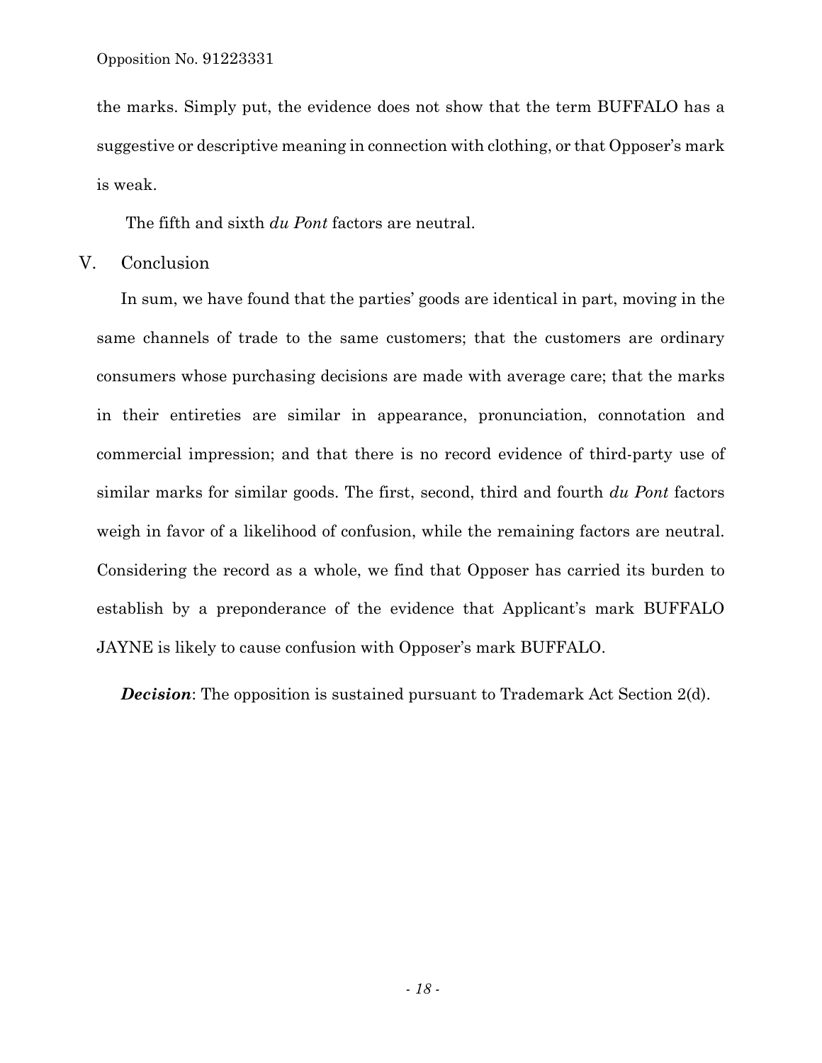the marks. Simply put, the evidence does not show that the term BUFFALO has a suggestive or descriptive meaning in connection with clothing, or that Opposer's mark is weak.

The fifth and sixth *du Pont* factors are neutral.

## V. Conclusion

In sum, we have found that the parties' goods are identical in part, moving in the same channels of trade to the same customers; that the customers are ordinary consumers whose purchasing decisions are made with average care; that the marks in their entireties are similar in appearance, pronunciation, connotation and commercial impression; and that there is no record evidence of third-party use of similar marks for similar goods. The first, second, third and fourth *du Pont* factors weigh in favor of a likelihood of confusion, while the remaining factors are neutral. Considering the record as a whole, we find that Opposer has carried its burden to establish by a preponderance of the evidence that Applicant's mark BUFFALO JAYNE is likely to cause confusion with Opposer's mark BUFFALO.

***Decision***: The opposition is sustained pursuant to Trademark Act Section 2(d).